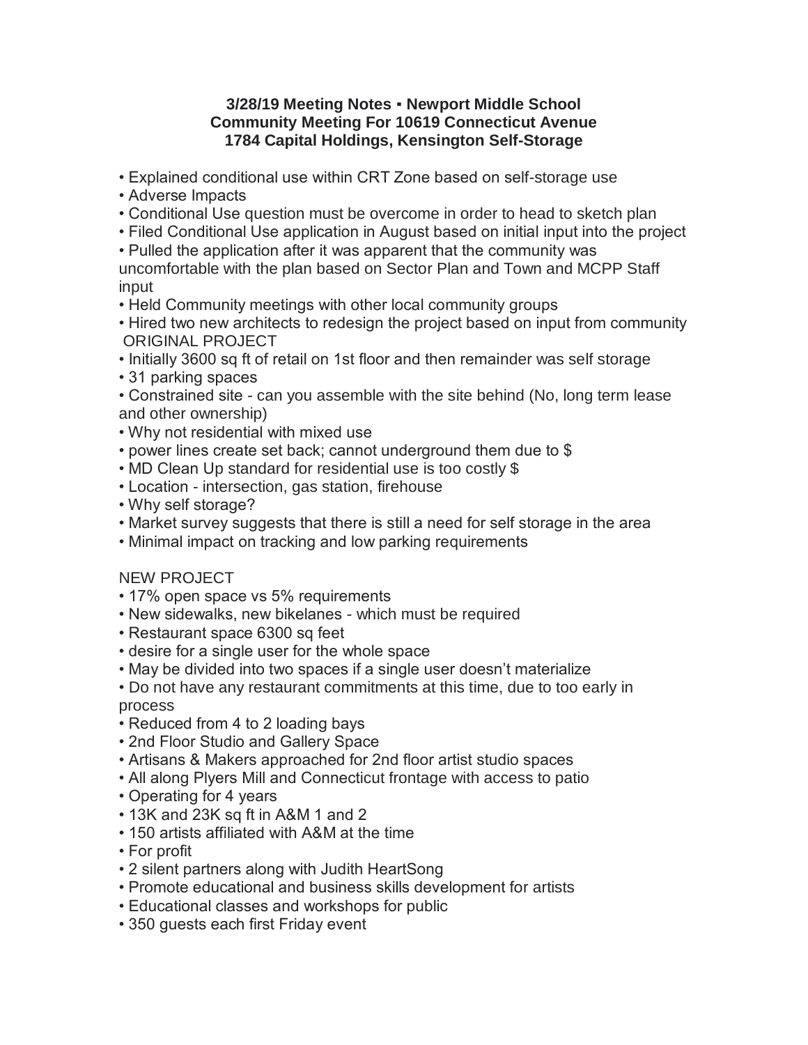**3/28/19 Meeting Notes ▪ Newport Middle School**
**Community Meeting For 10619 Connecticut Avenue**
**1784 Capital Holdings, Kensington Self-Storage**

- Explained conditional use within CRT Zone based on self-storage use
- Adverse Impacts
- Conditional Use question must be overcome in order to head to sketch plan
- Filed Conditional Use application in August based on initial input into the project
- Pulled the application after it was apparent that the community was uncomfortable with the plan based on Sector Plan and Town and MCPP Staff input
- Held Community meetings with other local community groups
- Hired two new architects to redesign the project based on input from community

ORIGINAL PROJECT

- Initially 3600 sq ft of retail on 1st floor and then remainder was self storage
- 31 parking spaces
- Constrained site - can you assemble with the site behind (No, long term lease and other ownership)
- Why not residential with mixed use
- power lines create set back; cannot underground them due to $
- MD Clean Up standard for residential use is too costly $
- Location - intersection, gas station, firehouse
- Why self storage?
- Market survey suggests that there is still a need for self storage in the area
- Minimal impact on tracking and low parking requirements

NEW PROJECT

- 17% open space vs 5% requirements
- New sidewalks, new bikelanes - which must be required
- Restaurant space 6300 sq feet
- desire for a single user for the whole space
- May be divided into two spaces if a single user doesn't materialize
- Do not have any restaurant commitments at this time, due to too early in process
- Reduced from 4 to 2 loading bays
- 2nd Floor Studio and Gallery Space
- Artisans & Makers approached for 2nd floor artist studio spaces
- All along Plyers Mill and Connecticut frontage with access to patio
- Operating for 4 years
- 13K and 23K sq ft in A&M 1 and 2
- 150 artists affiliated with A&M at the time
- For profit
- 2 silent partners along with Judith HeartSong
- Promote educational and business skills development for artists
- Educational classes and workshops for public
- 350 guests each first Friday event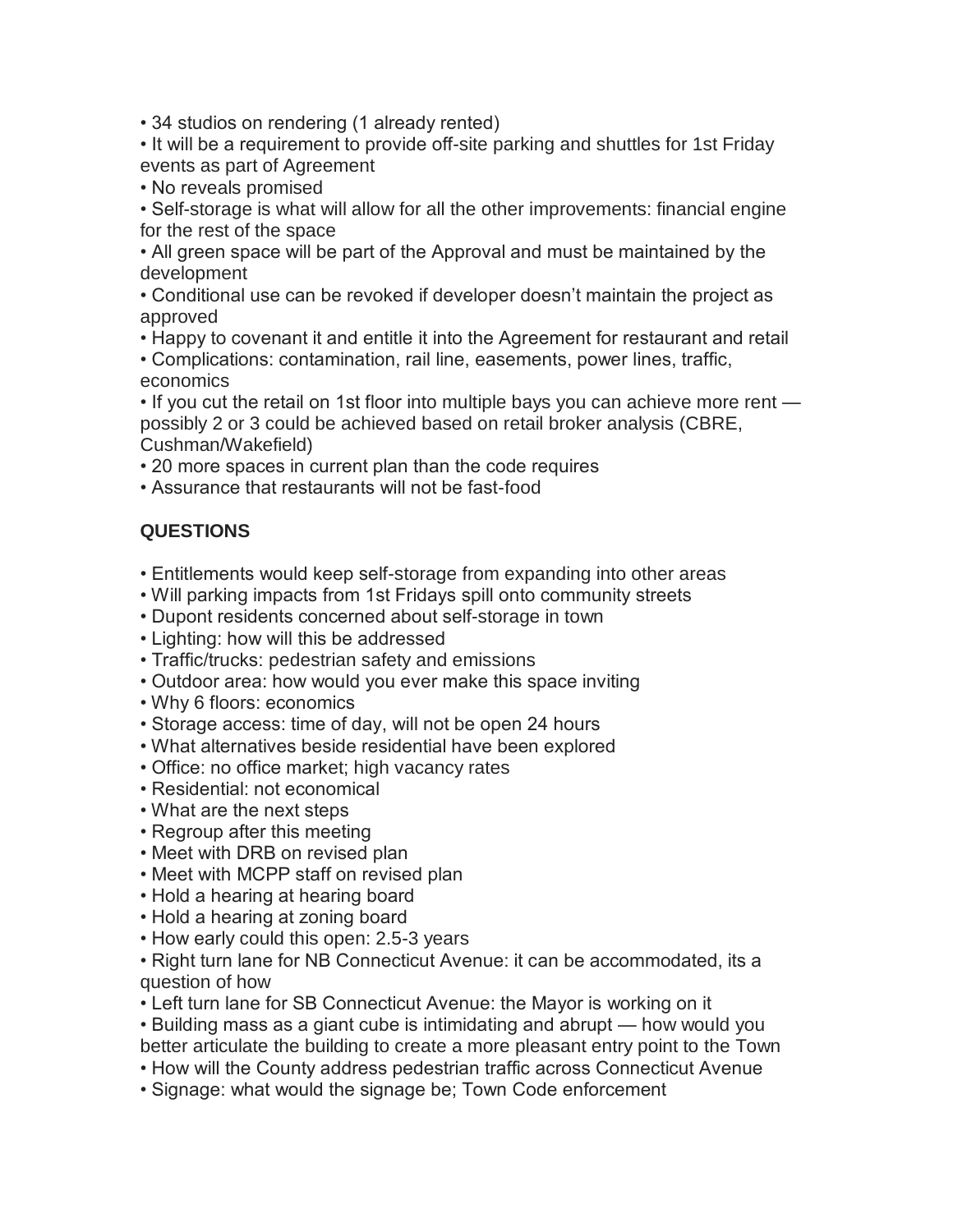- 34 studios on rendering (1 already rented)
- It will be a requirement to provide off-site parking and shuttles for 1st Friday events as part of Agreement
- No reveals promised
- Self-storage is what will allow for all the other improvements: financial engine for the rest of the space
- All green space will be part of the Approval and must be maintained by the development
- Conditional use can be revoked if developer doesn't maintain the project as approved
- Happy to covenant it and entitle it into the Agreement for restaurant and retail
- Complications: contamination, rail line, easements, power lines, traffic, economics
- If you cut the retail on 1st floor into multiple bays you can achieve more rent — possibly 2 or 3 could be achieved based on retail broker analysis (CBRE, Cushman/Wakefield)
- 20 more spaces in current plan than the code requires
- Assurance that restaurants will not be fast-food

**QUESTIONS**

- Entitlements would keep self-storage from expanding into other areas
- Will parking impacts from 1st Fridays spill onto community streets
- Dupont residents concerned about self-storage in town
- Lighting: how will this be addressed
- Traffic/trucks: pedestrian safety and emissions
- Outdoor area: how would you ever make this space inviting
- Why 6 floors: economics
- Storage access: time of day, will not be open 24 hours
- What alternatives beside residential have been explored
- Office: no office market; high vacancy rates
- Residential: not economical
- What are the next steps
- Regroup after this meeting
- Meet with DRB on revised plan
- Meet with MCPP staff on revised plan
- Hold a hearing at hearing board
- Hold a hearing at zoning board
- How early could this open: 2.5-3 years
- Right turn lane for NB Connecticut Avenue: it can be accommodated, its a question of how
- Left turn lane for SB Connecticut Avenue: the Mayor is working on it
- Building mass as a giant cube is intimidating and abrupt — how would you better articulate the building to create a more pleasant entry point to the Town
- How will the County address pedestrian traffic across Connecticut Avenue
- Signage: what would the signage be; Town Code enforcement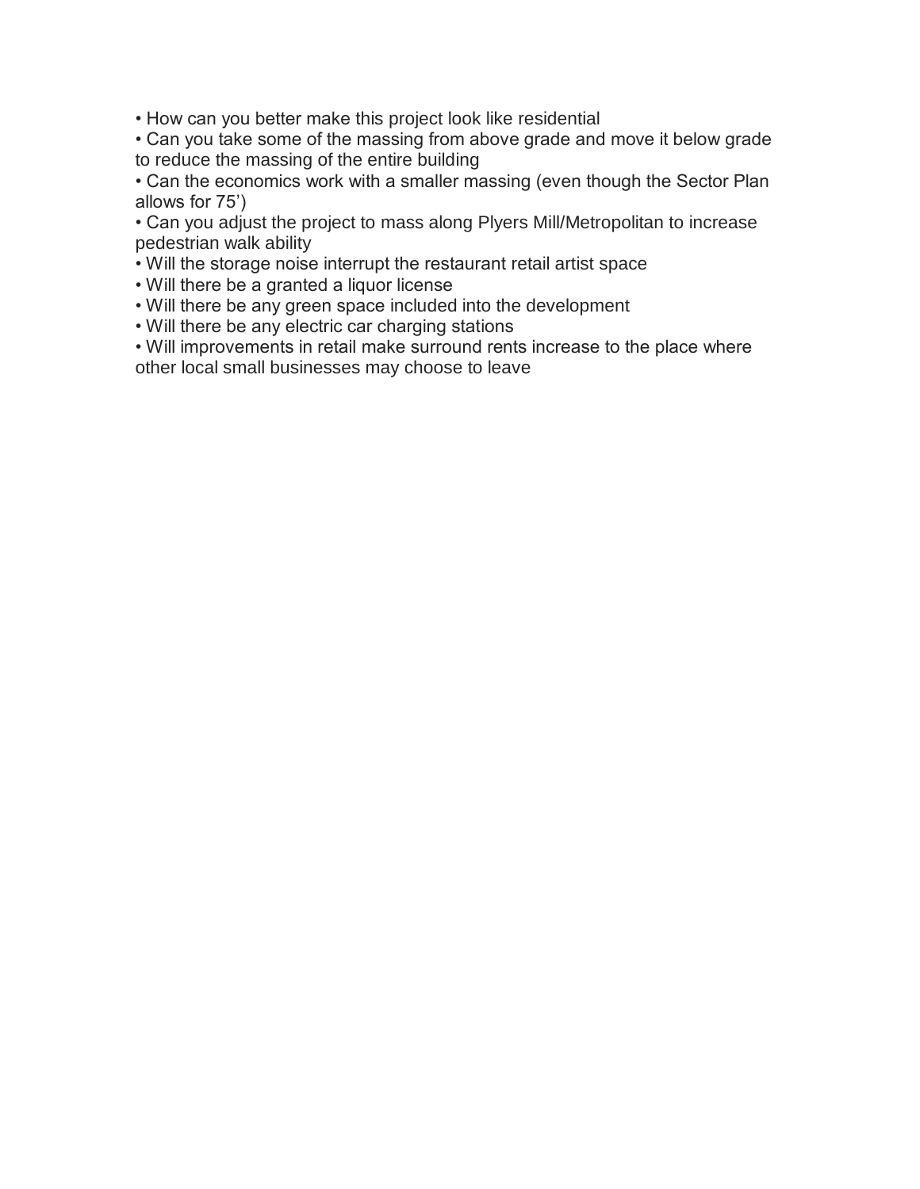- How can you better make this project look like residential
- Can you take some of the massing from above grade and move it below grade to reduce the massing of the entire building
- Can the economics work with a smaller massing (even though the Sector Plan allows for 75')
- Can you adjust the project to mass along Plyers Mill/Metropolitan to increase pedestrian walk ability
- Will the storage noise interrupt the restaurant retail artist space
- Will there be a granted a liquor license
- Will there be any green space included into the development
- Will there be any electric car charging stations
- Will improvements in retail make surround rents increase to the place where other local small businesses may choose to leave